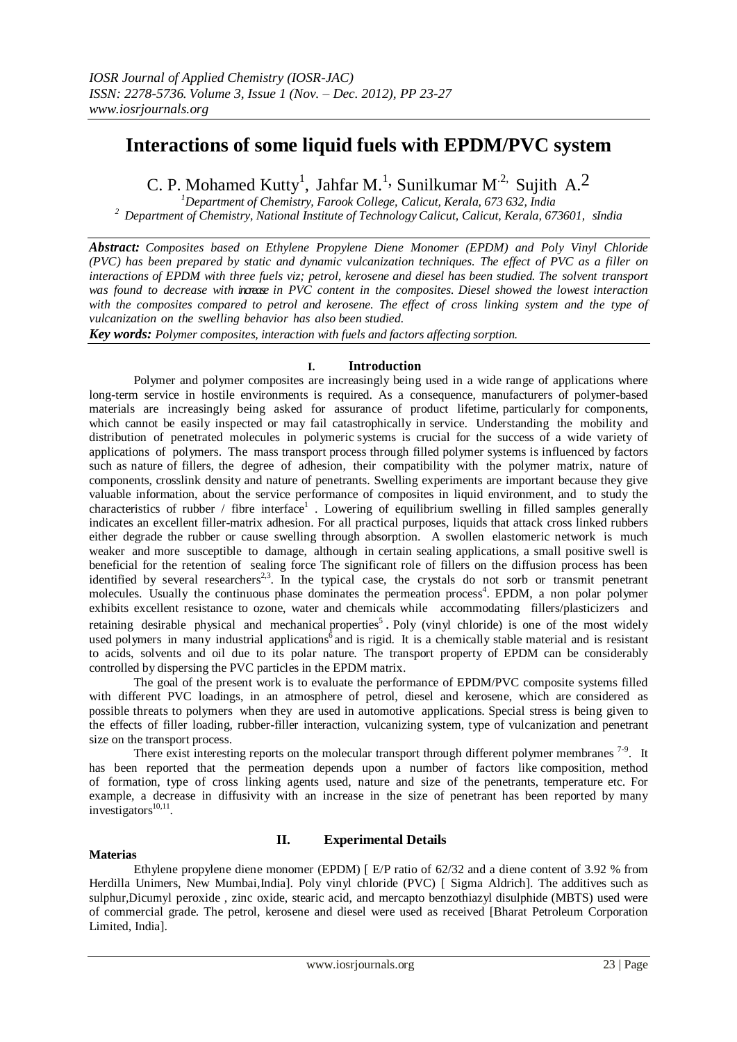# Interactions of some liquid fuels with EPDM/PVC system

C. P. Mohamed Kutty[1], Jahfar M.[1], Sunilkumar M.[2], Sujith A.[2]

[1]Department of Chemistry, Farook College, Calicut, Kerala, 673 632, India
[2] Department of Chemistry, National Institute of Technology Calicut, Calicut, Kerala, 673601, sIndia

***Abstract:*** *Composites based on Ethylene Propylene Diene Monomer (EPDM) and Poly Vinyl Chloride (PVC) has been prepared by static and dynamic vulcanization techniques. The effect of PVC as a filler on interactions of EPDM with three fuels viz; petrol, kerosene and diesel has been studied. The solvent transport was found to decrease with increase in PVC content in the composites. Diesel showed the lowest interaction with the composites compared to petrol and kerosene. The effect of cross linking system and the type of vulcanization on the swelling behavior has also been studied.*

***Key words:*** *Polymer composites, interaction with fuels and factors affecting sorption.*

## I. Introduction

Polymer and polymer composites are increasingly being used in a wide range of applications where long-term service in hostile environments is required. As a consequence, manufacturers of polymer-based materials are increasingly being asked for assurance of product lifetime, particularly for components, which cannot be easily inspected or may fail catastrophically in service. Understanding the mobility and distribution of penetrated molecules in polymeric systems is crucial for the success of a wide variety of applications of polymers. The mass transport process through filled polymer systems is influenced by factors such as nature of fillers, the degree of adhesion, their compatibility with the polymer matrix, nature of components, crosslink density and nature of penetrants. Swelling experiments are important because they give valuable information, about the service performance of composites in liquid environment, and to study the characteristics of rubber / fibre interface[1] . Lowering of equilibrium swelling in filled samples generally indicates an excellent filler-matrix adhesion. For all practical purposes, liquids that attack cross linked rubbers either degrade the rubber or cause swelling through absorption. A swollen elastomeric network is much weaker and more susceptible to damage, although in certain sealing applications, a small positive swell is beneficial for the retention of sealing force The significant role of fillers on the diffusion process has been identified by several researchers[2,3]. In the typical case, the crystals do not sorb or transmit penetrant molecules. Usually the continuous phase dominates the permeation process[4]. EPDM, a non polar polymer exhibits excellent resistance to ozone, water and chemicals while accommodating fillers/plasticizers and retaining desirable physical and mechanical properties[5] . Poly (vinyl chloride) is one of the most widely used polymers in many industrial applications[6] and is rigid. It is a chemically stable material and is resistant to acids, solvents and oil due to its polar nature. The transport property of EPDM can be considerably controlled by dispersing the PVC particles in the EPDM matrix.

The goal of the present work is to evaluate the performance of EPDM/PVC composite systems filled with different PVC loadings, in an atmosphere of petrol, diesel and kerosene, which are considered as possible threats to polymers when they are used in automotive applications. Special stress is being given to the effects of filler loading, rubber-filler interaction, vulcanizing system, type of vulcanization and penetrant size on the transport process.

There exist interesting reports on the molecular transport through different polymer membranes [7-9]. It has been reported that the permeation depends upon a number of factors like composition, method of formation, type of cross linking agents used, nature and size of the penetrants, temperature etc. For example, a decrease in diffusivity with an increase in the size of penetrant has been reported by many investigators[10,11].

## II. Experimental Details

**Materias**

Ethylene propylene diene monomer (EPDM) [ E/P ratio of 62/32 and a diene content of 3.92 % from Herdilla Unimers, New Mumbai,India]. Poly vinyl chloride (PVC) [ Sigma Aldrich]. The additives such as sulphur,Dicumyl peroxide , zinc oxide, stearic acid, and mercapto benzothiazyl disulphide (MBTS) used were of commercial grade. The petrol, kerosene and diesel were used as received [Bharat Petroleum Corporation Limited, India].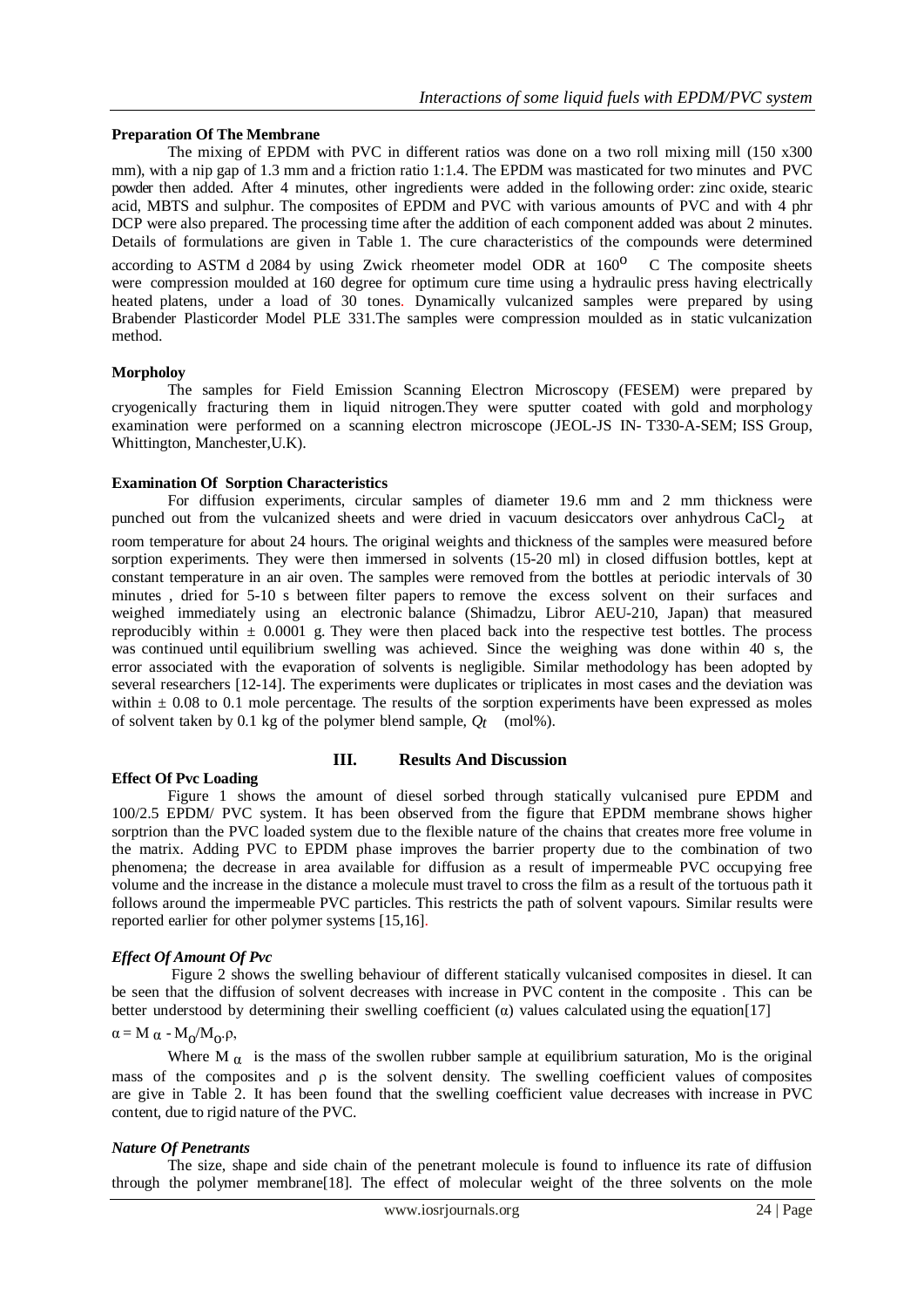#### Preparation Of The Membrane

The mixing of EPDM with PVC in different ratios was done on a two roll mixing mill (150 x300 mm), with a nip gap of 1.3 mm and a friction ratio 1:1.4. The EPDM was masticated for two minutes and PVC powder then added. After 4 minutes, other ingredients were added in the following order: zinc oxide, stearic acid, MBTS and sulphur. The composites of EPDM and PVC with various amounts of PVC and with 4 phr DCP were also prepared. The processing time after the addition of each component added was about 2 minutes. Details of formulations are given in Table 1. The cure characteristics of the compounds were determined according to ASTM d 2084 by using Zwick rheometer model ODR at $160^{o}$ C The composite sheets were compression moulded at 160 degree for optimum cure time using a hydraulic press having electrically heated platens, under a load of 30 tones. Dynamically vulcanized samples were prepared by using Brabender Plasticorder Model PLE 331.The samples were compression moulded as in static vulcanization method.

#### Morpholoy

The samples for Field Emission Scanning Electron Microscopy (FESEM) were prepared by cryogenically fracturing them in liquid nitrogen.They were sputter coated with gold and morphology examination were performed on a scanning electron microscope (JEOL-JS IN- T330-A-SEM; ISS Group, Whittington, Manchester,U.K).

#### Examination Of Sorption Characteristics

For diffusion experiments, circular samples of diameter 19.6 mm and 2 mm thickness were punched out from the vulcanized sheets and were dried in vacuum desiccators over anhydrous $CaCl_2$ at room temperature for about 24 hours. The original weights and thickness of the samples were measured before sorption experiments. They were then immersed in solvents (15-20 ml) in closed diffusion bottles, kept at constant temperature in an air oven. The samples were removed from the bottles at periodic intervals of 30 minutes , dried for 5-10 s between filter papers to remove the excess solvent on their surfaces and weighed immediately using an electronic balance (Shimadzu, Libror AEU-210, Japan) that measured reproducibly within ± 0.0001 g. They were then placed back into the respective test bottles. The process was continued until equilibrium swelling was achieved. Since the weighing was done within 40 s, the error associated with the evaporation of solvents is negligible. Similar methodology has been adopted by several researchers [12-14]. The experiments were duplicates or triplicates in most cases and the deviation was within ± 0.08 to 0.1 mole percentage. The results of the sorption experiments have been expressed as moles of solvent taken by 0.1 kg of the polymer blend sample, $Q_t$ (mol%).

## III. Results And Discussion

#### Effect Of Pvc Loading

Figure 1 shows the amount of diesel sorbed through statically vulcanised pure EPDM and 100/2.5 EPDM/ PVC system. It has been observed from the figure that EPDM membrane shows higher sorptrion than the PVC loaded system due to the flexible nature of the chains that creates more free volume in the matrix. Adding PVC to EPDM phase improves the barrier property due to the combination of two phenomena; the decrease in area available for diffusion as a result of impermeable PVC occupying free volume and the increase in the distance a molecule must travel to cross the film as a result of the tortuous path it follows around the impermeable PVC particles. This restricts the path of solvent vapours. Similar results were reported earlier for other polymer systems [15,16].

#### *Effect Of Amount Of Pvc*

Figure 2 shows the swelling behaviour of different statically vulcanised composites in diesel. It can be seen that the diffusion of solvent decreases with increase in PVC content in the composite . This can be better understood by determining their swelling coefficient (α) values calculated using the equation[17]

$\alpha = M_{\alpha} - M_0/M_0.\rho$,

Where $M_{\alpha}$ is the mass of the swollen rubber sample at equilibrium saturation, Mo is the original mass of the composites and ρ is the solvent density. The swelling coefficient values of composites are give in Table 2. It has been found that the swelling coefficient value decreases with increase in PVC content, due to rigid nature of the PVC.

#### *Nature Of Penetrants*

The size, shape and side chain of the penetrant molecule is found to influence its rate of diffusion through the polymer membrane[18]. The effect of molecular weight of the three solvents on the mole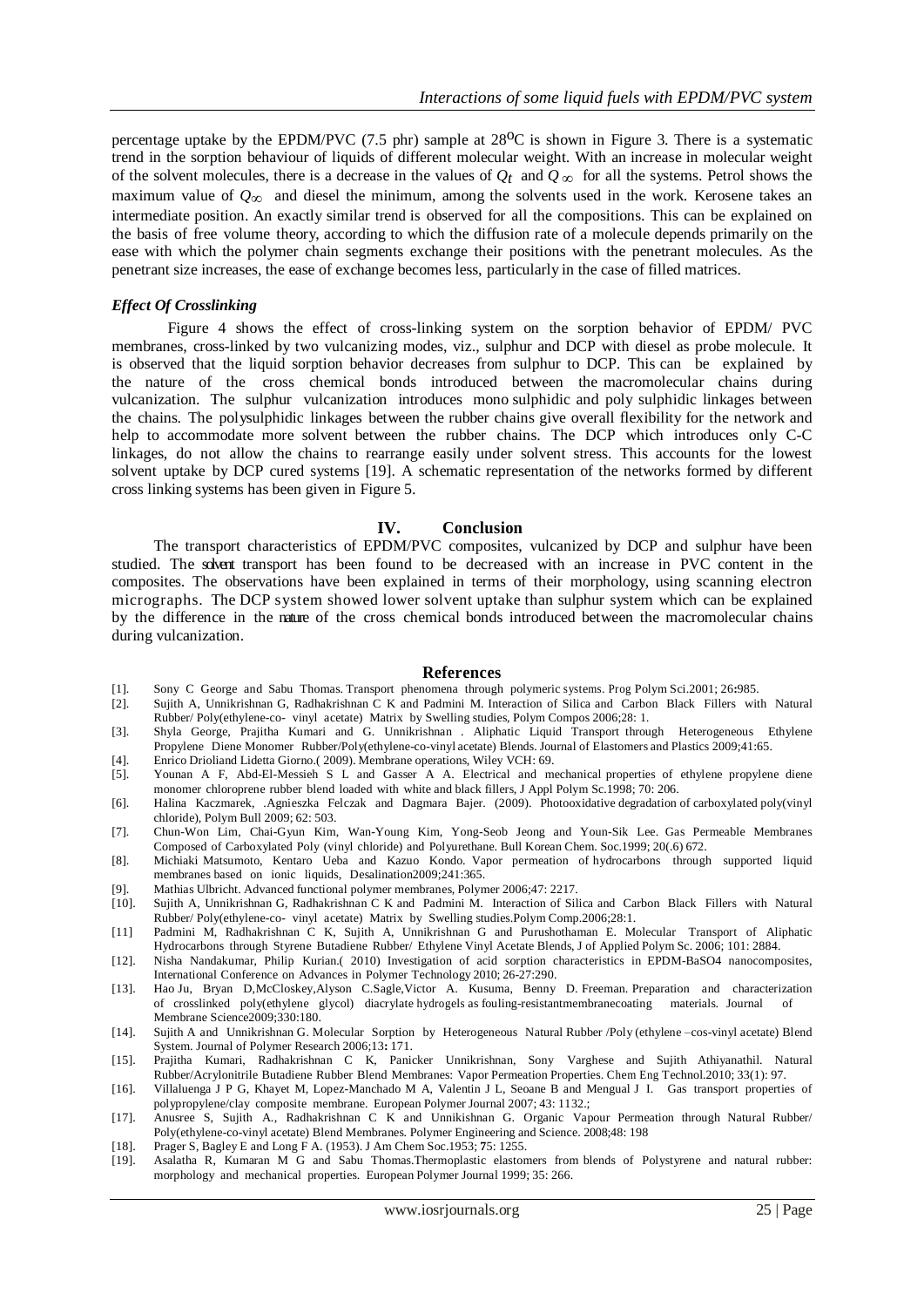percentage uptake by the EPDM/PVC (7.5 phr) sample at 28$^{o}$C is shown in Figure 3. There is a systematic trend in the sorption behaviour of liquids of different molecular weight. With an increase in molecular weight of the solvent molecules, there is a decrease in the values of $Q_t$ and $Q_\infty$ for all the systems. Petrol shows the maximum value of $Q_\infty$ and diesel the minimum, among the solvents used in the work. Kerosene takes an intermediate position. An exactly similar trend is observed for all the compositions. This can be explained on the basis of free volume theory, according to which the diffusion rate of a molecule depends primarily on the ease with which the polymer chain segments exchange their positions with the penetrant molecules. As the penetrant size increases, the ease of exchange becomes less, particularly in the case of filled matrices.

### *Effect Of Crosslinking*

Figure 4 shows the effect of cross-linking system on the sorption behavior of EPDM/ PVC membranes, cross-linked by two vulcanizing modes, viz., sulphur and DCP with diesel as probe molecule. It is observed that the liquid sorption behavior decreases from sulphur to DCP. This can be explained by the nature of the cross chemical bonds introduced between the macromolecular chains during vulcanization. The sulphur vulcanization introduces mono sulphidic and poly sulphidic linkages between the chains. The polysulphidic linkages between the rubber chains give overall flexibility for the network and help to accommodate more solvent between the rubber chains. The DCP which introduces only C-C linkages, do not allow the chains to rearrange easily under solvent stress. This accounts for the lowest solvent uptake by DCP cured systems [19]. A schematic representation of the networks formed by different cross linking systems has been given in Figure 5.

## IV. Conclusion

The transport characteristics of EPDM/PVC composites, vulcanized by DCP and sulphur have been studied. The solvent transport has been found to be decreased with an increase in PVC content in the composites. The observations have been explained in terms of their morphology, using scanning electron micrographs. The DCP system showed lower solvent uptake than sulphur system which can be explained by the difference in the nature of the cross chemical bonds introduced between the macromolecular chains during vulcanization.

## References

[1]. Sony C George and Sabu Thomas. Transport phenomena through polymeric systems. Prog Polym Sci.2001; 26**:**985.

[2]. Sujith A, Unnikrishnan G, Radhakrishnan C K and Padmini M. Interaction of Silica and Carbon Black Fillers with Natural Rubber/ Poly(ethylene-co- vinyl acetate) Matrix by Swelling studies, Polym Compos 2006;28: 1.

[3]. Shyla George, Prajitha Kumari and G. Unnikrishnan . Aliphatic Liquid Transport through Heterogeneous Ethylene Propylene Diene Monomer Rubber/Poly(ethylene-co-vinyl acetate) Blends. Journal of Elastomers and Plastics 2009;41:65.

[4]. Enrico Drioliand Lidetta Giorno.( 2009). Membrane operations, Wiley VCH: 69.

[5]. Younan A F, Abd-El-Messieh S L and Gasser A A. Electrical and mechanical properties of ethylene propylene diene monomer chloroprene rubber blend loaded with white and black fillers, J Appl Polym Sc.1998; 70: 206.

[6]. Halina Kaczmarek, .Agnieszka Felczak and Dagmara Bajer. (2009). Photooxidative degradation of carboxylated poly(vinyl chloride), Polym Bull 2009; 62: 503.

[7]. Chun-Won Lim, Chai-Gyun Kim, Wan-Young Kim, Yong-Seob Jeong and Youn-Sik Lee. Gas Permeable Membranes Composed of Carboxylated Poly (vinyl chloride) and Polyurethane. Bull Korean Chem. Soc.1999; 20(.6) 672.

[8]. Michiaki Matsumoto, Kentaro Ueba and Kazuo Kondo. Vapor permeation of hydrocarbons through supported liquid membranes based on ionic liquids, Desalination2009;241:365.

[9]. Mathias Ulbricht. Advanced functional polymer membranes, Polymer 2006;47: 2217.

[10]. Sujith A, Unnikrishnan G, Radhakrishnan C K and Padmini M. Interaction of Silica and Carbon Black Fillers with Natural Rubber/ Poly(ethylene-co- vinyl acetate) Matrix by Swelling studies.Polym Comp.2006;28:1.

[11] Padmini M, Radhakrishnan C K, Sujith A, Unnikrishnan G and Purushothaman E. Molecular Transport of Aliphatic Hydrocarbons through Styrene Butadiene Rubber/ Ethylene Vinyl Acetate Blends, J of Applied Polym Sc. 2006; 101: 2884.

[12]. Nisha Nandakumar, Philip Kurian.( 2010) Investigation of acid sorption characteristics in EPDM-BaSO4 nanocomposites, International Conference on Advances in Polymer Technology 2010; 26-27:290.

[13]. Hao Ju, Bryan D,McCloskey,Alyson C.Sagle,Victor A. Kusuma, Benny D. Freeman. Preparation and characterization of crosslinked poly(ethylene glycol) diacrylate hydrogels as fouling-resistantmembranecoating materials. Journal of Membrane Science2009;330:180.

[14]. Sujith A and Unnikrishnan G. Molecular Sorption by Heterogeneous Natural Rubber /Poly (ethylene –cos-vinyl acetate) Blend System. Journal of Polymer Research 2006;13**:** 171.

[15]. Prajitha Kumari, Radhakrishnan C K, Panicker Unnikrishnan, Sony Varghese and Sujith Athiyanathil. Natural Rubber/Acrylonitrile Butadiene Rubber Blend Membranes: Vapor Permeation Properties. Chem Eng Technol.2010; 33(1): 97.

[16]. Villaluenga J P G, Khayet M, Lopez-Manchado M A, Valentin J L, Seoane B and Mengual J I. Gas transport properties of polypropylene/clay composite membrane. European Polymer Journal 2007; 43: 1132.;

[17]. Anusree S, Sujith A., Radhakrishnan C K and Unnikishnan G. Organic Vapour Permeation through Natural Rubber/ Poly(ethylene-co-vinyl acetate) Blend Membranes. Polymer Engineering and Science. 2008;48: 198

[18]. Prager S, Bagley E and Long F A. (1953). J Am Chem Soc.1953; **7**5: 1255.

[19]. Asalatha R, Kumaran M G and Sabu Thomas.Thermoplastic elastomers from blends of Polystyrene and natural rubber: morphology and mechanical properties. European Polymer Journal 1999; 35: 266.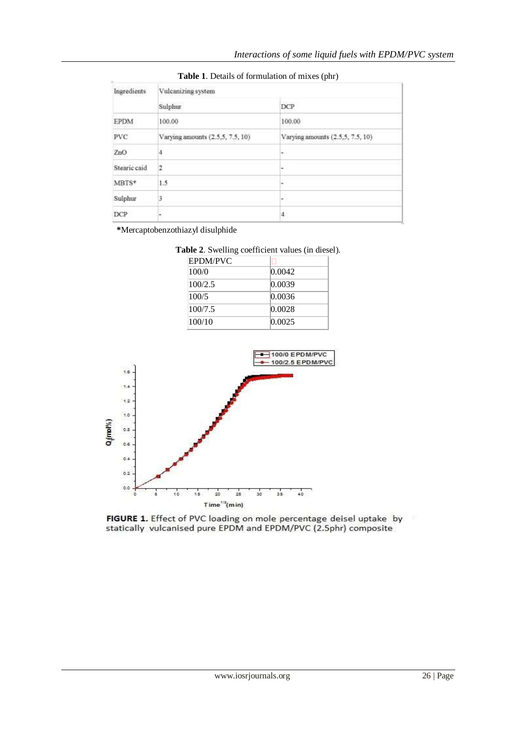**Table 1**. Details of formulation of mixes (phr)

| Ingredients | Vulcanizing system | |
|---|---|---|
| | Sulphur | DCP |
| EPDM | 100.00 | 100.00 |
| PVC | Varying amounts (2.5,5, 7.5, 10) | Varying amounts (2.5,5, 7.5, 10) |
| ZnO | 4 | - |
| Stearic caid | 2 | - |
| MBTS* | 1.5 | - |
| Sulphur | 3 | - |
| DCP | - | 4 |

***Mercaptobenzothiazyl disulphide**

**Table 2**. Swelling coefficient values (in diesel).

| EPDM/PVC | |
|---|---|
| 100/0 | 0.0042 |
| 100/2.5 | 0.0039 |
| 100/5 | 0.0036 |
| 100/7.5 | 0.0028 |
| 100/10 | 0.0025 |

100/0 EPDM/PVC
100/2.5 EPDM/PVC

$Q_t$(mol%)

1.6
1.4
1.2
1.0
0.8
0.6
0.4
0.2
0.0

0 5 10 15 20 25 30 35 40

$Time^{1/2}$(min)

**FIGURE 1.** Effect of PVC loading on mole percentage deisel uptake by statically vulcanised pure EPDM and EPDM/PVC (2.5phr) composite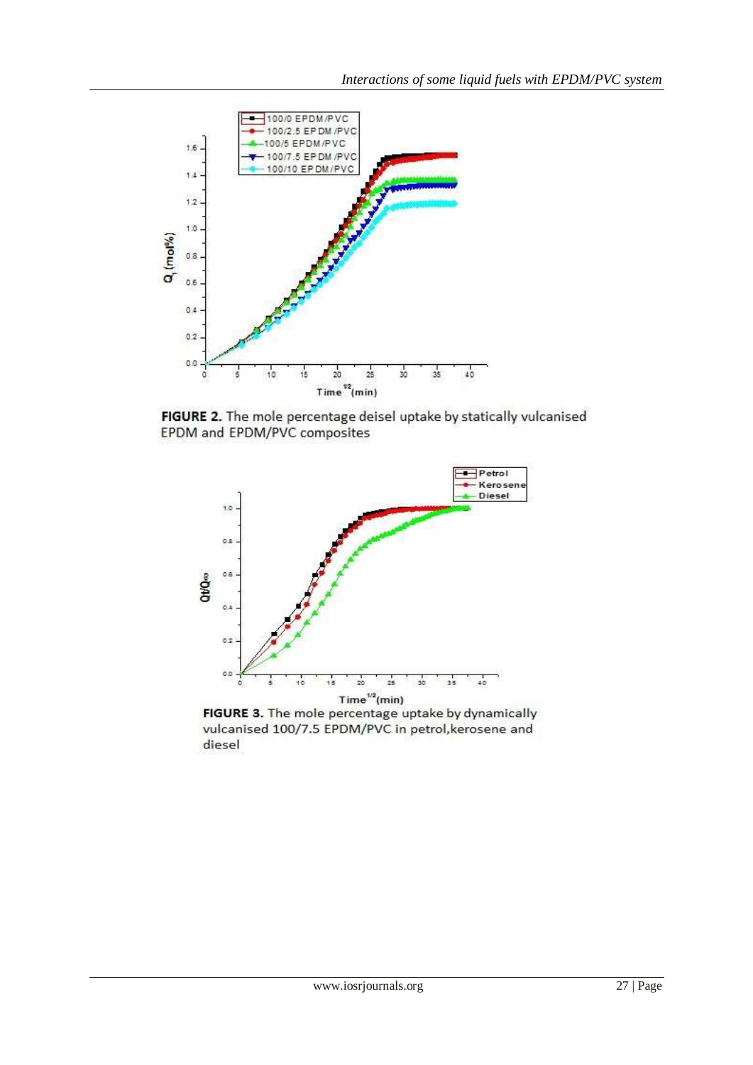100/0 EPDM/PVC
100/2.5 EPDM/PVC
100/5 EPDM/PVC
100/7.5 EPDM/PVC
100/10 EPDM/PVC

$Q_t$ (mol%)

0.0
0.2
0.4
0.6
0.8
1.0
1.2
1.4
1.6

0 5 10 15 20 25 30 35 40

Time$^{1/2}$(min)

**FIGURE 2.** The mole percentage deisel uptake by statically vulcanised EPDM and EPDM/PVC composites

Petrol
Kerosene
Diesel

$Qt/Q\infty$

0.0
0.2
0.4
0.6
0.8
1.0

0 5 10 15 20 25 30 35 40

Time$^{1/2}$(min)

**FIGURE 3.** The mole percentage uptake by dynamically vulcanised 100/7.5 EPDM/PVC in petrol,kerosene and diesel